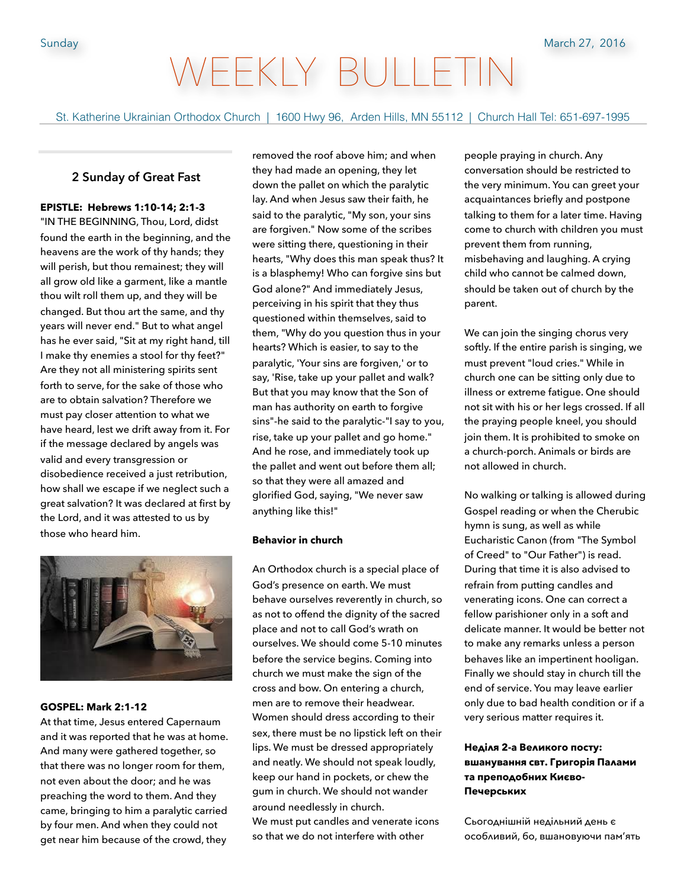Sunday March 27, 2016

# WEEKLY BULLETIN

St. Katherine Ukrainian Orthodox Church | 1600 Hwy 96, Arden Hills, MN 55112 | Church Hall Tel: 651-697-1995

## 2 Sunday of Great Fast

**EPISTLE: Hebrews 1:10-14; 2:1-3**

"IN THE BEGINNING, Thou, Lord, didst found the earth in the beginning, and the heavens are the work of thy hands; they will perish, but thou remainest; they will all grow old like a garment, like a mantle thou wilt roll them up, and they will be changed. But thou art the same, and thy years will never end." But to what angel has he ever said, "Sit at my right hand, till I make thy enemies a stool for thy feet?" Are they not all ministering spirits sent forth to serve, for the sake of those who are to obtain salvation? Therefore we must pay closer attention to what we have heard, lest we drift away from it. For if the message declared by angels was valid and every transgression or disobedience received a just retribution, how shall we escape if we neglect such a great salvation? It was declared at first by the Lord, and it was attested to us by those who heard him.

**GOSPEL: Mark 2:1-12**

At that time, Jesus entered Capernaum and it was reported that he was at home. And many were gathered together, so that there was no longer room for them, not even about the door; and he was preaching the word to them. And they came, bringing to him a paralytic carried by four men. And when they could not get near him because of the crowd, they removed the roof above him; and when they had made an opening, they let down the pallet on which the paralytic lay. And when Jesus saw their faith, he said to the paralytic, "My son, your sins are forgiven." Now some of the scribes were sitting there, questioning in their hearts, "Why does this man speak thus? It is a blasphemy! Who can forgive sins but God alone?" And immediately Jesus, perceiving in his spirit that they thus questioned within themselves, said to them, "Why do you question thus in your hearts? Which is easier, to say to the paralytic, 'Your sins are forgiven,' or to say, 'Rise, take up your pallet and walk? But that you may know that the Son of man has authority on earth to forgive sins"-he said to the paralytic-"I say to you, rise, take up your pallet and go home." And he rose, and immediately took up the pallet and went out before them all; so that they were all amazed and glorified God, saying, "We never saw anything like this!"

**Behavior in church**

An Orthodox church is a special place of God's presence on earth. We must behave ourselves reverently in church, so as not to offend the dignity of the sacred place and not to call God's wrath on ourselves. We should come 5-10 minutes before the service begins. Coming into church we must make the sign of the cross and bow. On entering a church, men are to remove their headwear. Women should dress according to their sex, there must be no lipstick left on their lips. We must be dressed appropriately and neatly. We should not speak loudly, keep our hand in pockets, or chew the gum in church. We should not wander around needlessly in church.
We must put candles and venerate icons so that we do not interfere with other people praying in church. Any conversation should be restricted to the very minimum. You can greet your acquaintances briefly and postpone talking to them for a later time. Having come to church with children you must prevent them from running, misbehaving and laughing. A crying child who cannot be calmed down, should be taken out of church by the parent.

We can join the singing chorus very softly. If the entire parish is singing, we must prevent "loud cries." While in church one can be sitting only due to illness or extreme fatigue. One should not sit with his or her legs crossed. If all the praying people kneel, you should join them. It is prohibited to smoke on a church-porch. Animals or birds are not allowed in church.

No walking or talking is allowed during Gospel reading or when the Cherubic hymn is sung, as well as while Eucharistic Canon (from "The Symbol of Creed" to "Our Father") is read. During that time it is also advised to refrain from putting candles and venerating icons. One can correct a fellow parishioner only in a soft and delicate manner. It would be better not to make any remarks unless a person behaves like an impertinent hooligan. Finally we should stay in church till the end of service. You may leave earlier only due to bad health condition or if a very serious matter requires it.

**Неділя 2-а Великого посту: вшанування свт. Григорія Палами та преподобних Києво-Печерських**

Сьогоднішній недільний день є особливий, бо, вшановуючи пам'ять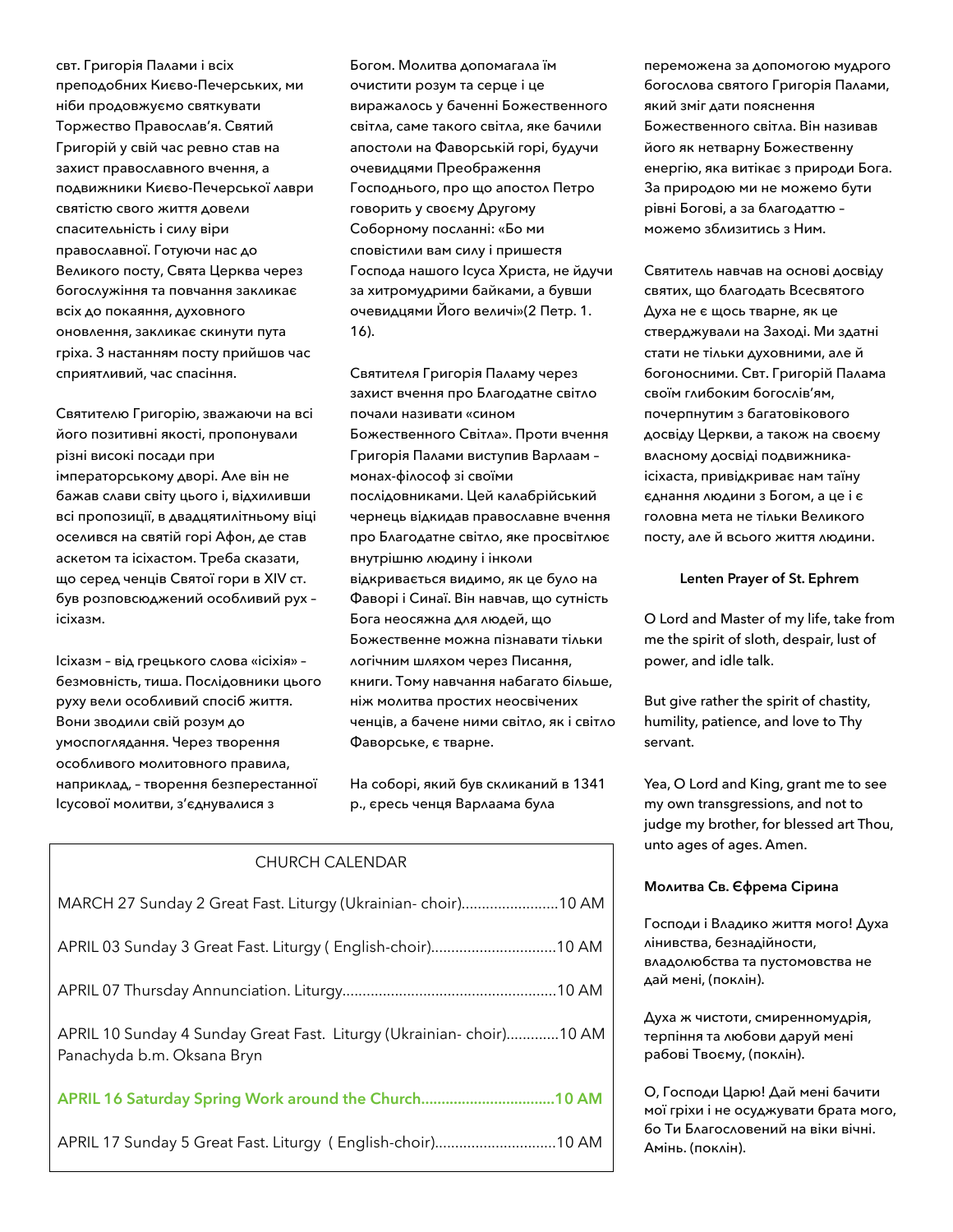свт. Григорія Палами і всіх преподобних Києво-Печерських, ми ніби продовжуємо святкувати Торжество Православ'я. Святий Григорій у свій час ревно став на захист православного вчення, а подвижники Києво-Печерської лаври святістю свого життя довели спасительність і силу віри православної. Готуючи нас до Великого посту, Свята Церква через богослужіння та повчання закликає всіх до покаяння, духовного оновлення, закликає скинути пута гріха. З настанням посту прийшов час сприятливий, час спасіння.

Святителю Григорію, зважаючи на всі його позитивні якості, пропонували різні високі посади при імператорському дворі. Але він не бажав слави світу цього і, відхиливши всі пропозиції, в двадцятилітньому віці оселився на святій горі Афон, де став аскетом та ісіхастом. Треба сказати, що серед ченців Святої гори в XIV ст. був розповсюджений особливий рух – ісіхазм.

Ісіхазм – від грецького слова «ісіхія» – безмовність, тиша. Послідовники цього руху вели особливий спосіб життя. Вони зводили свій розум до умоспоглядання. Через творення особливого молитовного правила, наприклад, – творення безперестанної Ісусової молитви, з'єднувалися з Богом. Молитва допомагала їм очистити розум та серце і це виражалось у баченні Божественного світла, саме такого світла, яке бачили апостоли на Фаворській горі, будучи очевидцями Преображення Господнього, про що апостол Петро говорить у своєму Другому Соборному посланні: «Бо ми сповістили вам силу і пришестя Господа нашого Ісуса Христа, не йдучи за хитромудрими байками, а бувши очевидцями Його величі»(2 Петр. 1. 16).

Святителя Григорія Паламу через захист вчення про Благодатне світло почали називати «сином Божественного Світла». Проти вчення Григорія Палами виступив Варлаам – монах-філософ зі своїми послідовниками. Цей калабрійський чернець відкидав православне вчення про Благодатне світло, яке просвітлює внутрішню людину і інколи відкривається видимо, як це було на Фаворі і Синаї. Він навчав, що сутність Бога неосяжна для людей, що Божественне можна пізнавати тільки логічним шляхом через Писання, книги. Тому навчання набагато більше, ніж молитва простих неосвічених ченців, а бачене ними світло, як і світло Фаворське, є тварне.

На соборі, який був скликаний в 1341 р., єресь ченця Варлаама була переможена за допомогою мудрого богослова святого Григорія Палами, який зміг дати пояснення Божественного світла. Він називав його як нетварну Божественну енергію, яка витікає з природи Бога. За природою ми не можемо бути рівні Богові, а за благодаттю – можемо зблизитись з Ним.

Святитель навчав на основі досвіду святих, що благодать Всесвятого Духа не є щось тварне, як це стверджували на Заході. Ми здатні стати не тільки духовними, але й богоносними. Свт. Григорій Палама своїм глибоким богослів'ям, почерпнутим з багатовікового досвіду Церкви, а також на своєму власному досвіді подвижника-ісіхаста, привідкриває нам таїну єднання людини з Богом, а це і є головна мета не тільки Великого посту, але й всього життя людини.

**Lenten Prayer of St. Ephrem**

O Lord and Master of my life, take from me the spirit of sloth, despair, lust of power, and idle talk.

But give rather the spirit of chastity, humility, patience, and love to Thy servant.

Yea, O Lord and King, grant me to see my own transgressions, and not to judge my brother, for blessed art Thou, unto ages of ages. Amen.

**Молитва Св. Єфрема Сірина**

Господи і Владико життя мого! Духа лінивства, безнадійности, владолюбства та пустомовства не дай мені, (поклін).

Духа ж чистоти, смиренномудрія, терпіння та любови даруй мені рабові Твоєму, (поклін).

О, Господи Царю! Дай мені бачити мої гріхи і не осуджувати брата мого, бо Ти Благословений на віки вічні. Амінь. (поклін).

## CHURCH CALENDAR

MARCH 27 Sunday 2 Great Fast. Liturgy (Ukrainian- choir)........................10 AM

APRIL 03 Sunday 3 Great Fast. Liturgy ( English-choir)..............................10 AM

APRIL 07 Thursday Annunciation. Liturgy....................................................10 AM

APRIL 10 Sunday 4 Sunday Great Fast. Liturgy (Ukrainian- choir)............10 AM
Panachyda b.m. Oksana Bryn

**APRIL 16 Saturday Spring Work around the Church................................10 AM**

APRIL 17 Sunday 5 Great Fast. Liturgy ( English-choir).............................10 AM